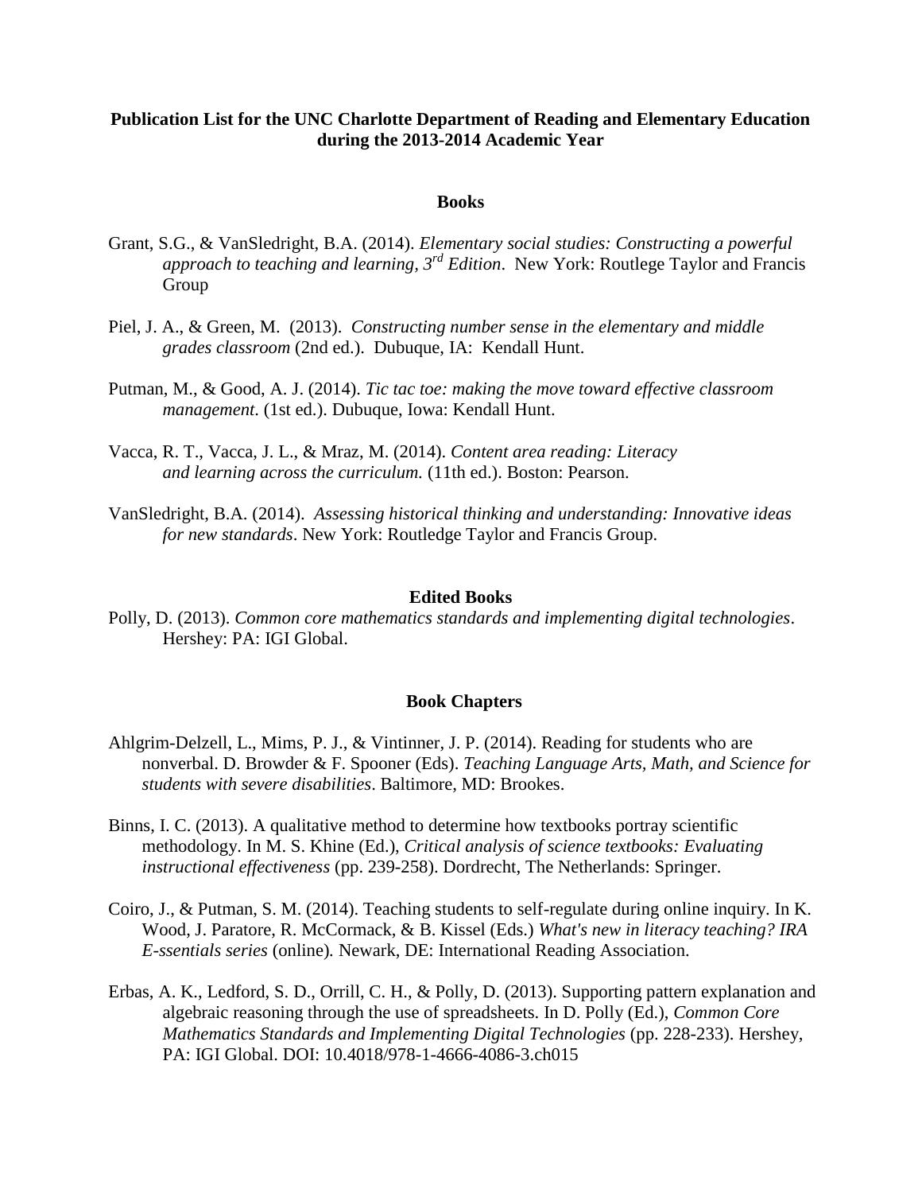**Publication List for the UNC Charlotte Department of Reading and Elementary Education during the 2013-2014 Academic Year**

## Books

Grant, S.G., & VanSledright, B.A. (2014). *Elementary social studies: Constructing a powerful approach to teaching and learning, 3rd Edition*. New York: Routlege Taylor and Francis Group

Piel, J. A., & Green, M. (2013). *Constructing number sense in the elementary and middle grades classroom* (2nd ed.). Dubuque, IA: Kendall Hunt.

Putman, M., & Good, A. J. (2014). *Tic tac toe: making the move toward effective classroom management*. (1st ed.). Dubuque, Iowa: Kendall Hunt.

Vacca, R. T., Vacca, J. L., & Mraz, M. (2014). *Content area reading: Literacy and learning across the curriculum.* (11th ed.). Boston: Pearson.

VanSledright, B.A. (2014). *Assessing historical thinking and understanding: Innovative ideas for new standards*. New York: Routledge Taylor and Francis Group.

## Edited Books

Polly, D. (2013). *Common core mathematics standards and implementing digital technologies*. Hershey: PA: IGI Global.

## Book Chapters

Ahlgrim-Delzell, L., Mims, P. J., & Vintinner, J. P. (2014). Reading for students who are nonverbal. D. Browder & F. Spooner (Eds). *Teaching Language Arts, Math, and Science for students with severe disabilities*. Baltimore, MD: Brookes.

Binns, I. C. (2013). A qualitative method to determine how textbooks portray scientific methodology. In M. S. Khine (Ed.), *Critical analysis of science textbooks: Evaluating instructional effectiveness* (pp. 239-258). Dordrecht, The Netherlands: Springer.

Coiro, J., & Putman, S. M. (2014). Teaching students to self-regulate during online inquiry. In K. Wood, J. Paratore, R. McCormack, & B. Kissel (Eds.) *What's new in literacy teaching? IRA E-ssentials series* (online). Newark, DE: International Reading Association.

Erbas, A. K., Ledford, S. D., Orrill, C. H., & Polly, D. (2013). Supporting pattern explanation and algebraic reasoning through the use of spreadsheets. In D. Polly (Ed.), *Common Core Mathematics Standards and Implementing Digital Technologies* (pp. 228-233). Hershey, PA: IGI Global. DOI: 10.4018/978-1-4666-4086-3.ch015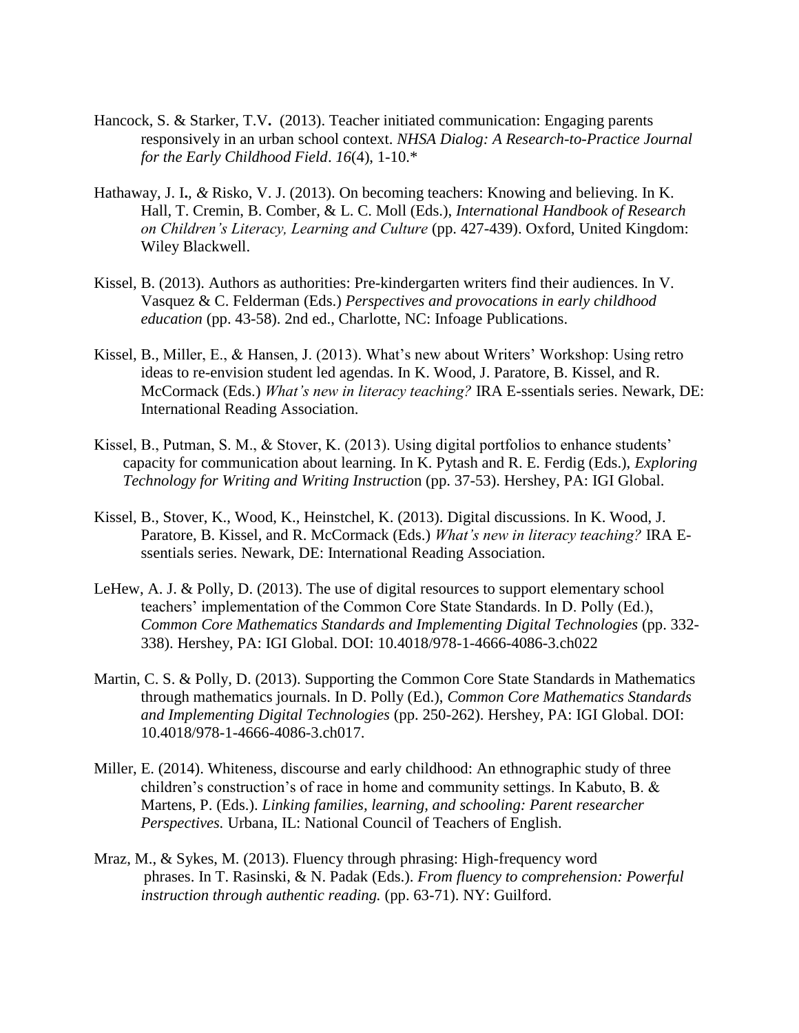Hancock, S. & Starker, T.V**.** (2013). Teacher initiated communication: Engaging parents responsively in an urban school context. *NHSA Dialog: A Research-to-Practice Journal for the Early Childhood Field*. *16*(4), 1-10.*

Hathaway, J. I**.**, *&* Risko, V. J. (2013). On becoming teachers: Knowing and believing. In K. Hall, T. Cremin, B. Comber, & L. C. Moll (Eds.), *International Handbook of Research on Children's Literacy, Learning and Culture* (pp. 427-439). Oxford, United Kingdom: Wiley Blackwell.

Kissel, B. (2013). Authors as authorities: Pre-kindergarten writers find their audiences. In V. Vasquez & C. Felderman (Eds.) *Perspectives and provocations in early childhood education* (pp. 43-58). 2nd ed., Charlotte, NC: Infoage Publications.

Kissel, B., Miller, E., & Hansen, J. (2013). What's new about Writers' Workshop: Using retro ideas to re-envision student led agendas. In K. Wood, J. Paratore, B. Kissel, and R. McCormack (Eds.) *What's new in literacy teaching?* IRA E-ssentials series. Newark, DE: International Reading Association.

Kissel, B., Putman, S. M., & Stover, K. (2013). Using digital portfolios to enhance students' capacity for communication about learning. In K. Pytash and R. E. Ferdig (Eds.), *Exploring Technology for Writing and Writing Instructio*n (pp. 37-53). Hershey, PA: IGI Global.

Kissel, B., Stover, K., Wood, K., Heinstchel, K. (2013). Digital discussions. In K. Wood, J. Paratore, B. Kissel, and R. McCormack (Eds.) *What's new in literacy teaching?* IRA E-ssentials series. Newark, DE: International Reading Association.

LeHew, A. J. & Polly, D. (2013). The use of digital resources to support elementary school teachers' implementation of the Common Core State Standards. In D. Polly (Ed.), *Common Core Mathematics Standards and Implementing Digital Technologies* (pp. 332-338). Hershey, PA: IGI Global. DOI: 10.4018/978-1-4666-4086-3.ch022

Martin, C. S. & Polly, D. (2013). Supporting the Common Core State Standards in Mathematics through mathematics journals. In D. Polly (Ed.), *Common Core Mathematics Standards and Implementing Digital Technologies* (pp. 250-262). Hershey, PA: IGI Global. DOI: 10.4018/978-1-4666-4086-3.ch017.

Miller, E. (2014). Whiteness, discourse and early childhood: An ethnographic study of three children's construction's of race in home and community settings. In Kabuto, B. & Martens, P. (Eds.). *Linking families, learning, and schooling: Parent researcher Perspectives.* Urbana, IL: National Council of Teachers of English.

Mraz, M., & Sykes, M. (2013). Fluency through phrasing: High-frequency word phrases. In T. Rasinski, & N. Padak (Eds.). *From fluency to comprehension: Powerful instruction through authentic reading.* (pp. 63-71). NY: Guilford.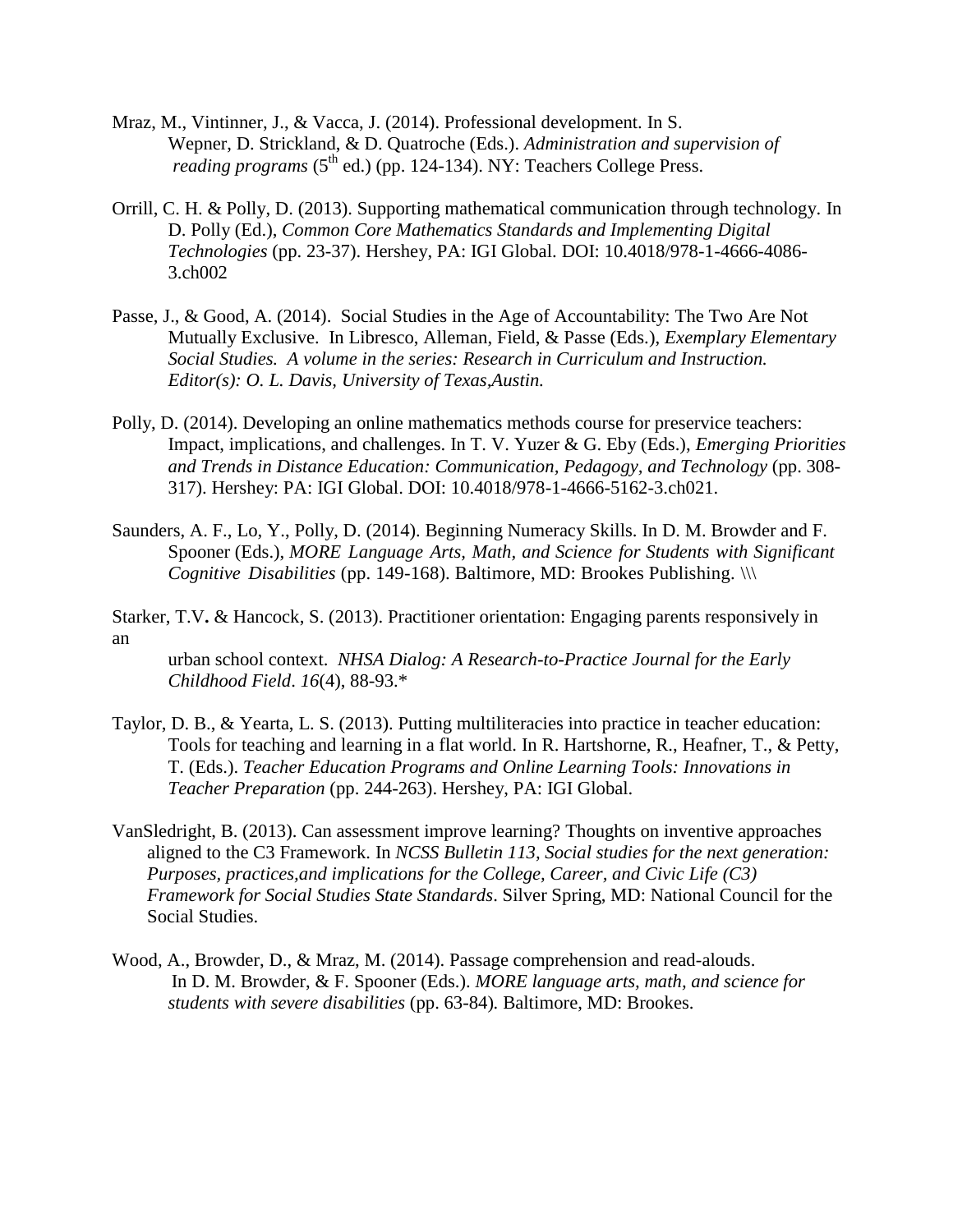Mraz, M., Vintinner, J., & Vacca, J. (2014). Professional development. In S. Wepner, D. Strickland, & D. Quatroche (Eds.). *Administration and supervision of reading programs* (5th ed.) (pp. 124-134). NY: Teachers College Press.

Orrill, C. H. & Polly, D. (2013). Supporting mathematical communication through technology. In D. Polly (Ed.), *Common Core Mathematics Standards and Implementing Digital Technologies* (pp. 23-37). Hershey, PA: IGI Global. DOI: 10.4018/978-1-4666-4086-3.ch002

Passe, J., & Good, A. (2014). Social Studies in the Age of Accountability: The Two Are Not Mutually Exclusive. In Libresco, Alleman, Field, & Passe (Eds.), *Exemplary Elementary Social Studies. A volume in the series: Research in Curriculum and Instruction. Editor(s): O. L. Davis, University of Texas,Austin.*

Polly, D. (2014). Developing an online mathematics methods course for preservice teachers: Impact, implications, and challenges. In T. V. Yuzer & G. Eby (Eds.), *Emerging Priorities and Trends in Distance Education: Communication, Pedagogy, and Technology* (pp. 308-317). Hershey: PA: IGI Global. DOI: 10.4018/978-1-4666-5162-3.ch021.

Saunders, A. F., Lo, Y., Polly, D. (2014). Beginning Numeracy Skills. In D. M. Browder and F. Spooner (Eds.), *MORE Language Arts, Math, and Science for Students with Significant Cognitive Disabilities* (pp. 149-168). Baltimore, MD: Brookes Publishing. \\\

Starker, T.V**.** & Hancock, S. (2013). Practitioner orientation: Engaging parents responsively in an urban school context. *NHSA Dialog: A Research-to-Practice Journal for the Early Childhood Field*. *16*(4), 88-93.*

Taylor, D. B., & Yearta, L. S. (2013). Putting multiliteracies into practice in teacher education: Tools for teaching and learning in a flat world. In R. Hartshorne, R., Heafner, T., & Petty, T. (Eds.). *Teacher Education Programs and Online Learning Tools: Innovations in Teacher Preparation* (pp. 244-263). Hershey, PA: IGI Global.

VanSledright, B. (2013). Can assessment improve learning? Thoughts on inventive approaches aligned to the C3 Framework. In *NCSS Bulletin 113, Social studies for the next generation: Purposes, practices,and implications for the College, Career, and Civic Life (C3) Framework for Social Studies State Standards*. Silver Spring, MD: National Council for the Social Studies.

Wood, A., Browder, D., & Mraz, M. (2014). Passage comprehension and read-alouds. In D. M. Browder, & F. Spooner (Eds.). *MORE language arts, math, and science for students with severe disabilities* (pp. 63-84). Baltimore, MD: Brookes.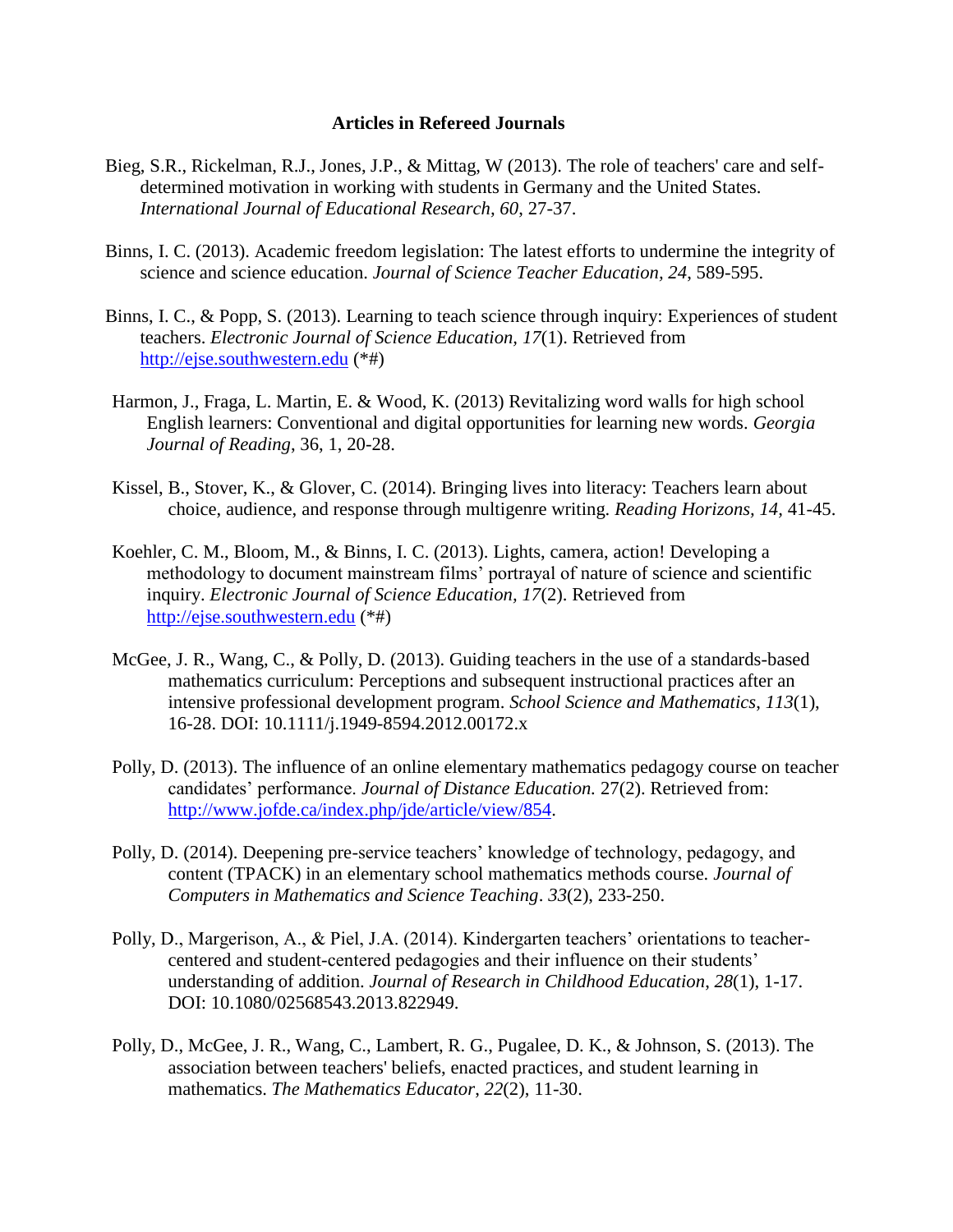**Articles in Refereed Journals**

Bieg, S.R., Rickelman, R.J., Jones, J.P., & Mittag, W (2013). The role of teachers' care and self-determined motivation in working with students in Germany and the United States. *International Journal of Educational Research, 60*, 27-37.

Binns, I. C. (2013). Academic freedom legislation: The latest efforts to undermine the integrity of science and science education. *Journal of Science Teacher Education, 24*, 589-595.

Binns, I. C., & Popp, S. (2013). Learning to teach science through inquiry: Experiences of student teachers. *Electronic Journal of Science Education, 17*(1). Retrieved from http://ejse.southwestern.edu (*#)

Harmon, J., Fraga, L. Martin, E. & Wood, K. (2013) Revitalizing word walls for high school English learners: Conventional and digital opportunities for learning new words. *Georgia Journal of Reading*, 36, 1, 20-28.

Kissel, B., Stover, K., & Glover, C. (2014). Bringing lives into literacy: Teachers learn about choice, audience, and response through multigenre writing. *Reading Horizons, 14*, 41-45.

Koehler, C. M., Bloom, M., & Binns, I. C. (2013). Lights, camera, action! Developing a methodology to document mainstream films' portrayal of nature of science and scientific inquiry. *Electronic Journal of Science Education, 17*(2). Retrieved from http://ejse.southwestern.edu (*#)

McGee, J. R., Wang, C., & Polly, D. (2013). Guiding teachers in the use of a standards-based mathematics curriculum: Perceptions and subsequent instructional practices after an intensive professional development program. *School Science and Mathematics*, *113*(1), 16-28. DOI: 10.1111/j.1949-8594.2012.00172.x

Polly, D. (2013). The influence of an online elementary mathematics pedagogy course on teacher candidates' performance. *Journal of Distance Education.* 27(2). Retrieved from: http://www.jofde.ca/index.php/jde/article/view/854.

Polly, D. (2014). Deepening pre-service teachers' knowledge of technology, pedagogy, and content (TPACK) in an elementary school mathematics methods course. *Journal of Computers in Mathematics and Science Teaching*. *33*(2), 233-250.

Polly, D., Margerison, A., & Piel, J.A. (2014). Kindergarten teachers' orientations to teacher-centered and student-centered pedagogies and their influence on their students' understanding of addition. *Journal of Research in Childhood Education*, *28*(1), 1-17. DOI: 10.1080/02568543.2013.822949.

Polly, D., McGee, J. R., Wang, C., Lambert, R. G., Pugalee, D. K., & Johnson, S. (2013). The association between teachers' beliefs, enacted practices, and student learning in mathematics. *The Mathematics Educator*, *22*(2), 11-30.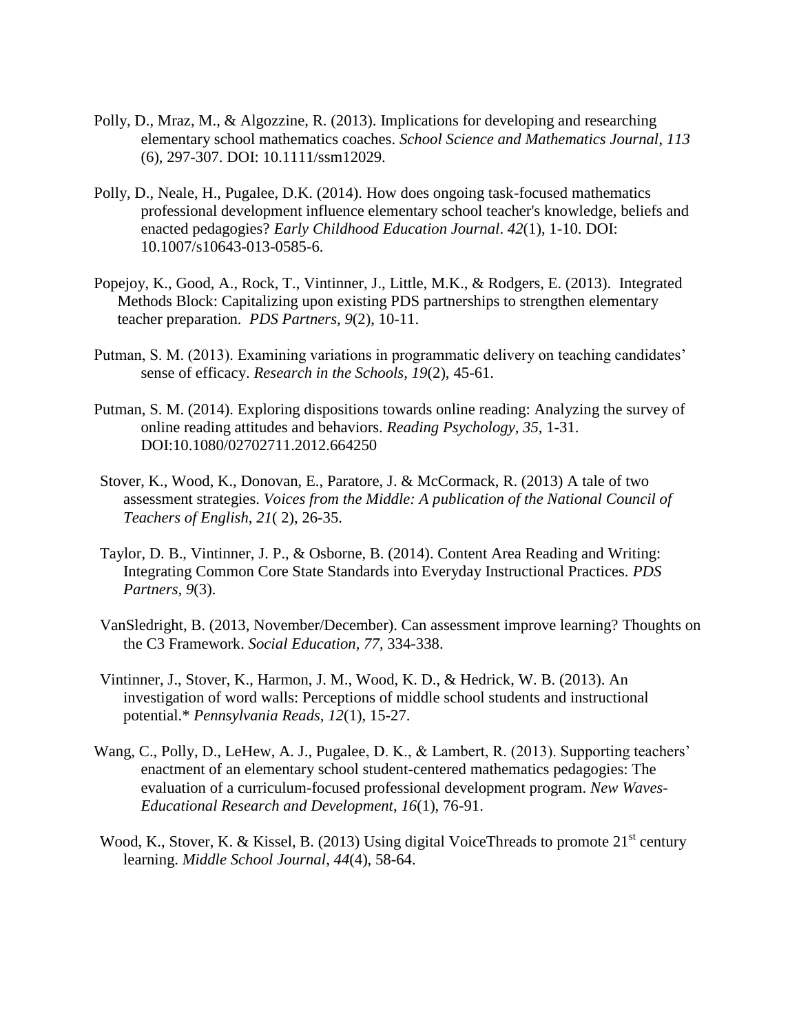Polly, D., Mraz, M., & Algozzine, R. (2013). Implications for developing and researching elementary school mathematics coaches. *School Science and Mathematics Journal*, *113* (6), 297-307. DOI: 10.1111/ssm12029.

Polly, D., Neale, H., Pugalee, D.K. (2014). How does ongoing task-focused mathematics professional development influence elementary school teacher's knowledge, beliefs and enacted pedagogies? *Early Childhood Education Journal*. *42*(1), 1-10. DOI: 10.1007/s10643-013-0585-6.

Popejoy, K., Good, A., Rock, T., Vintinner, J., Little, M.K., & Rodgers, E. (2013). Integrated Methods Block: Capitalizing upon existing PDS partnerships to strengthen elementary teacher preparation. *PDS Partners, 9*(2), 10-11.

Putman, S. M. (2013). Examining variations in programmatic delivery on teaching candidates' sense of efficacy. *Research in the Schools, 19*(2), 45-61.

Putman, S. M. (2014). Exploring dispositions towards online reading: Analyzing the survey of online reading attitudes and behaviors. *Reading Psychology, 35*, 1-31. DOI:10.1080/02702711.2012.664250

Stover, K., Wood, K., Donovan, E., Paratore, J. & McCormack, R. (2013) A tale of two assessment strategies. *Voices from the Middle: A publication of the National Council of Teachers of English*, *21*( 2), 26-35.

Taylor, D. B., Vintinner, J. P., & Osborne, B. (2014). Content Area Reading and Writing: Integrating Common Core State Standards into Everyday Instructional Practices. *PDS Partners*, *9*(3).

VanSledright, B. (2013, November/December). Can assessment improve learning? Thoughts on the C3 Framework. *Social Education*, *77*, 334-338.

Vintinner, J., Stover, K., Harmon, J. M., Wood, K. D., & Hedrick, W. B. (2013). An investigation of word walls: Perceptions of middle school students and instructional potential.* *Pennsylvania Reads*, *12*(1), 15-27.

Wang, C., Polly, D., LeHew, A. J., Pugalee, D. K., & Lambert, R. (2013). Supporting teachers' enactment of an elementary school student-centered mathematics pedagogies: The evaluation of a curriculum-focused professional development program. *New Waves-Educational Research and Development*, *16*(1), 76-91.

Wood, K., Stover, K. & Kissel, B. (2013) Using digital VoiceThreads to promote 21st century learning. *Middle School Journal*, *44*(4), 58-64.